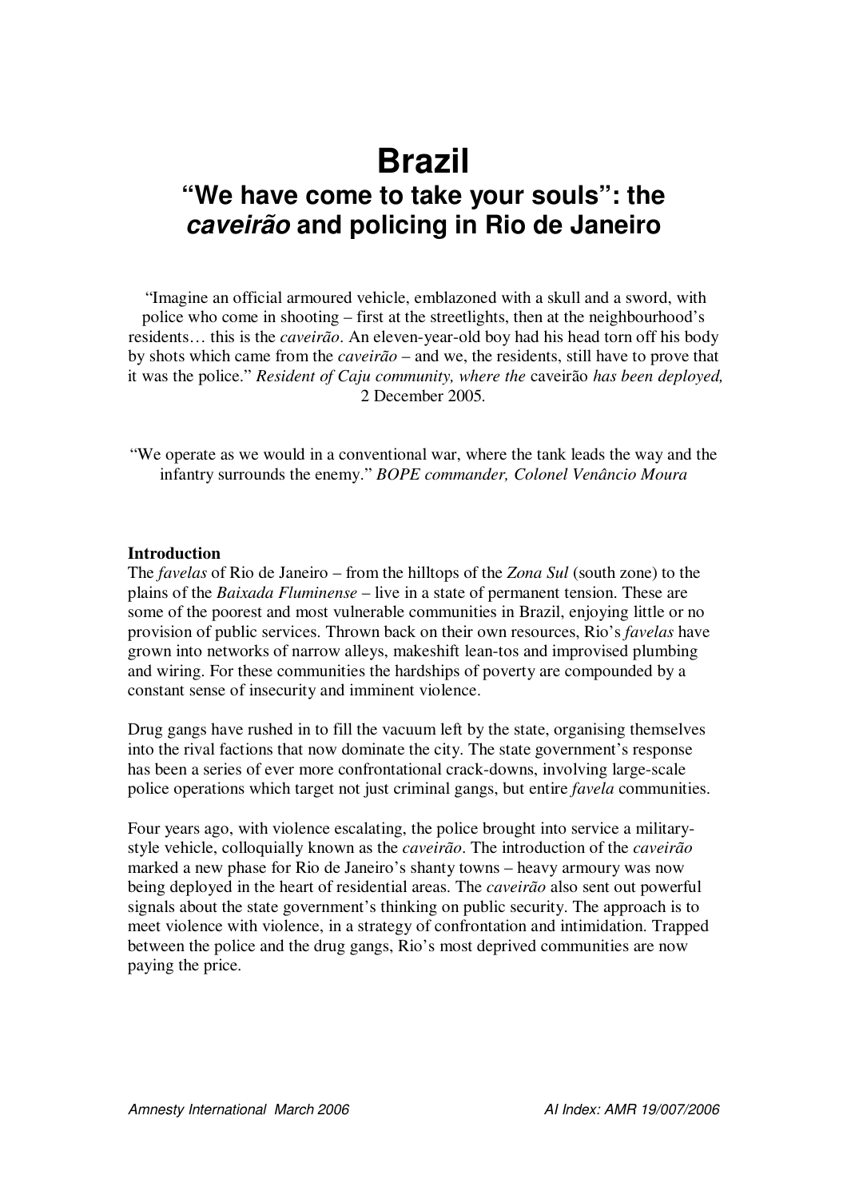# Brazil

## "We have come to take your souls": the *caveirão* and policing in Rio de Janeiro

"Imagine an official armoured vehicle, emblazoned with a skull and a sword, with police who come in shooting – first at the streetlights, then at the neighbourhood's residents… this is the *caveirão*. An eleven-year-old boy had his head torn off his body by shots which came from the *caveirão* – and we, the residents, still have to prove that it was the police." *Resident of Caju community, where the* caveirão *has been deployed,* 2 December 2005.

"We operate as we would in a conventional war, where the tank leads the way and the infantry surrounds the enemy." *BOPE commander, Colonel Venâncio Moura*

**Introduction**

The *favelas* of Rio de Janeiro – from the hilltops of the *Zona Sul* (south zone) to the plains of the *Baixada Fluminense* – live in a state of permanent tension. These are some of the poorest and most vulnerable communities in Brazil, enjoying little or no provision of public services. Thrown back on their own resources, Rio's *favelas* have grown into networks of narrow alleys, makeshift lean-tos and improvised plumbing and wiring. For these communities the hardships of poverty are compounded by a constant sense of insecurity and imminent violence.

Drug gangs have rushed in to fill the vacuum left by the state, organising themselves into the rival factions that now dominate the city. The state government's response has been a series of ever more confrontational crack-downs, involving large-scale police operations which target not just criminal gangs, but entire *favela* communities.

Four years ago, with violence escalating, the police brought into service a military-style vehicle, colloquially known as the *caveirão*. The introduction of the *caveirão* marked a new phase for Rio de Janeiro's shanty towns – heavy armoury was now being deployed in the heart of residential areas. The *caveirão* also sent out powerful signals about the state government's thinking on public security. The approach is to meet violence with violence, in a strategy of confrontation and intimidation. Trapped between the police and the drug gangs, Rio's most deprived communities are now paying the price.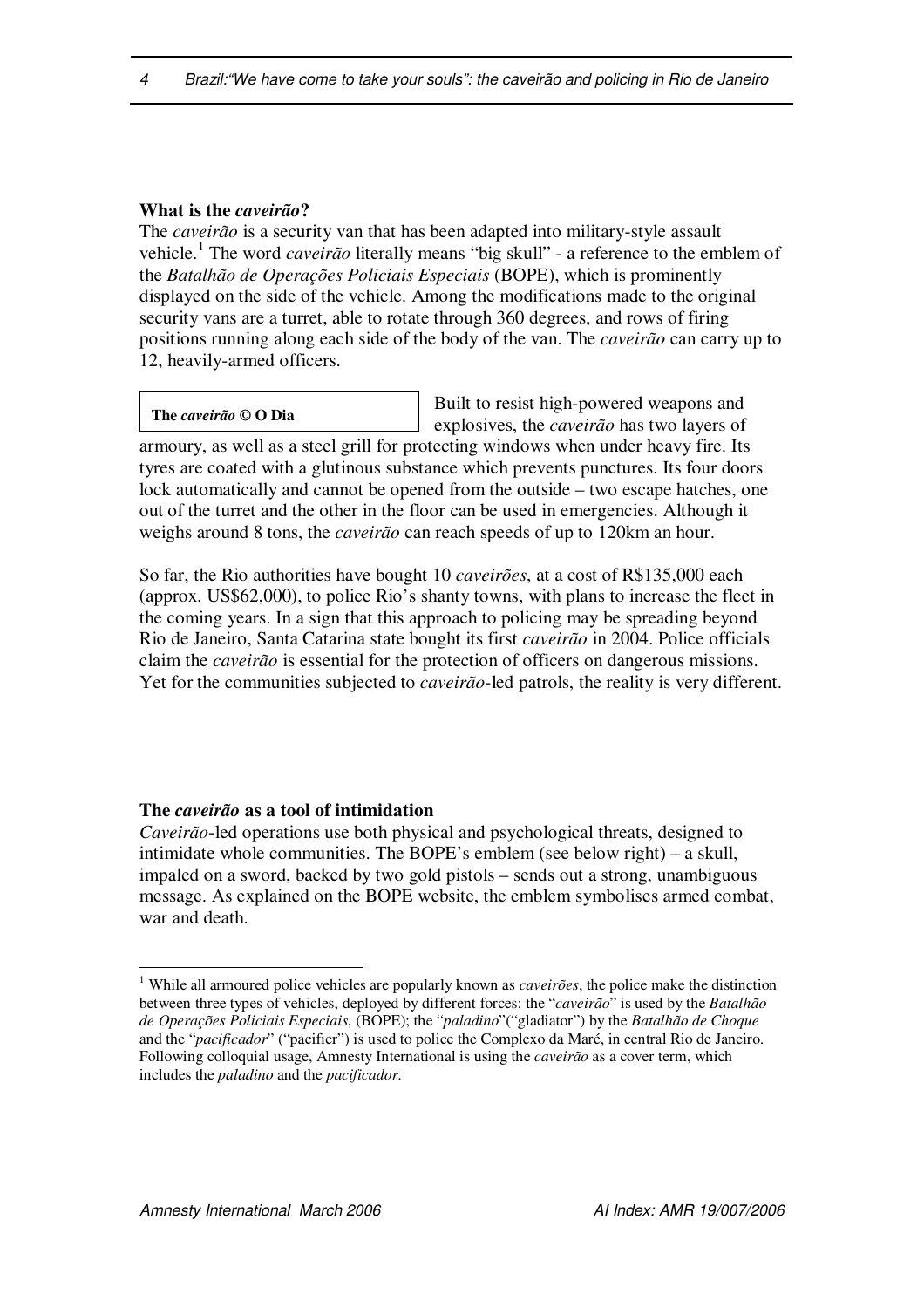### What is the *caveirão*?

The *caveirão* is a security van that has been adapted into military-style assault vehicle.[1] The word *caveirão* literally means "big skull" - a reference to the emblem of the *Batalhão de Operações Policiais Especiais* (BOPE), which is prominently displayed on the side of the vehicle. Among the modifications made to the original security vans are a turret, able to rotate through 360 degrees, and rows of firing positions running along each side of the body of the van. The *caveirão* can carry up to 12, heavily-armed officers.

**The *caveirão* © O Dia**

Built to resist high-powered weapons and explosives, the *caveirão* has two layers of armoury, as well as a steel grill for protecting windows when under heavy fire. Its tyres are coated with a glutinous substance which prevents punctures. Its four doors lock automatically and cannot be opened from the outside – two escape hatches, one out of the turret and the other in the floor can be used in emergencies. Although it weighs around 8 tons, the *caveirão* can reach speeds of up to 120km an hour.

So far, the Rio authorities have bought 10 *caveirões*, at a cost of R$135,000 each (approx. US$62,000), to police Rio's shanty towns, with plans to increase the fleet in the coming years. In a sign that this approach to policing may be spreading beyond Rio de Janeiro, Santa Catarina state bought its first *caveirão* in 2004. Police officials claim the *caveirão* is essential for the protection of officers on dangerous missions. Yet for the communities subjected to *caveirão*-led patrols, the reality is very different.

### The *caveirão* as a tool of intimidation

*Caveirão*-led operations use both physical and psychological threats, designed to intimidate whole communities. The BOPE's emblem (see below right) – a skull, impaled on a sword, backed by two gold pistols – sends out a strong, unambiguous message. As explained on the BOPE website, the emblem symbolises armed combat, war and death.

---

[1] While all armoured police vehicles are popularly known as *caveirões*, the police make the distinction between three types of vehicles, deployed by different forces: the "*caveirão*" is used by the *Batalhão de Operações Policiais Especiais*, (BOPE); the "*paladino*"("gladiator") by the *Batalhão de Choque* and the "*pacificador*" ("pacifier") is used to police the Complexo da Maré, in central Rio de Janeiro. Following colloquial usage, Amnesty International is using the *caveirão* as a cover term, which includes the *paladino* and the *pacificador*.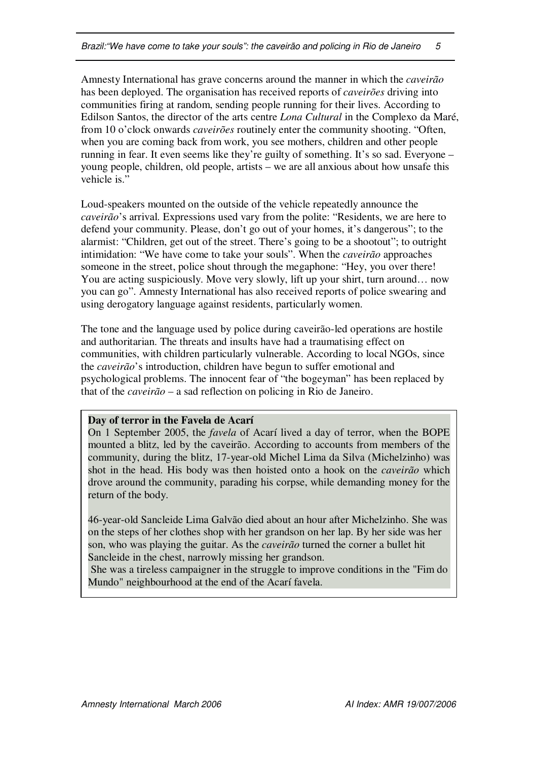Amnesty International has grave concerns around the manner in which the *caveirão* has been deployed. The organisation has received reports of *caveirões* driving into communities firing at random, sending people running for their lives. According to Edilson Santos, the director of the arts centre *Lona Cultural* in the Complexo da Maré, from 10 o'clock onwards *caveirões* routinely enter the community shooting. "Often, when you are coming back from work, you see mothers, children and other people running in fear. It even seems like they're guilty of something. It's so sad. Everyone – young people, children, old people, artists – we are all anxious about how unsafe this vehicle is."

Loud-speakers mounted on the outside of the vehicle repeatedly announce the *caveirão*'s arrival. Expressions used vary from the polite: "Residents, we are here to defend your community. Please, don't go out of your homes, it's dangerous"; to the alarmist: "Children, get out of the street. There's going to be a shootout"; to outright intimidation: "We have come to take your souls". When the *caveirão* approaches someone in the street, police shout through the megaphone: "Hey, you over there! You are acting suspiciously. Move very slowly, lift up your shirt, turn around… now you can go". Amnesty International has also received reports of police swearing and using derogatory language against residents, particularly women.

The tone and the language used by police during caveirão-led operations are hostile and authoritarian. The threats and insults have had a traumatising effect on communities, with children particularly vulnerable. According to local NGOs, since the *caveirão*'s introduction, children have begun to suffer emotional and psychological problems. The innocent fear of "the bogeyman" has been replaced by that of the *caveirão* – a sad reflection on policing in Rio de Janeiro.

**Day of terror in the Favela de Acarí**

On 1 September 2005, the *favela* of Acarí lived a day of terror, when the BOPE mounted a blitz, led by the caveirão. According to accounts from members of the community, during the blitz, 17-year-old Michel Lima da Silva (Michelzinho) was shot in the head. His body was then hoisted onto a hook on the *caveirão* which drove around the community, parading his corpse, while demanding money for the return of the body.

46-year-old Sancleide Lima Galvão died about an hour after Michelzinho. She was on the steps of her clothes shop with her grandson on her lap. By her side was her son, who was playing the guitar. As the *caveirão* turned the corner a bullet hit Sancleide in the chest, narrowly missing her grandson.

She was a tireless campaigner in the struggle to improve conditions in the "Fim do Mundo" neighbourhood at the end of the Acarí favela.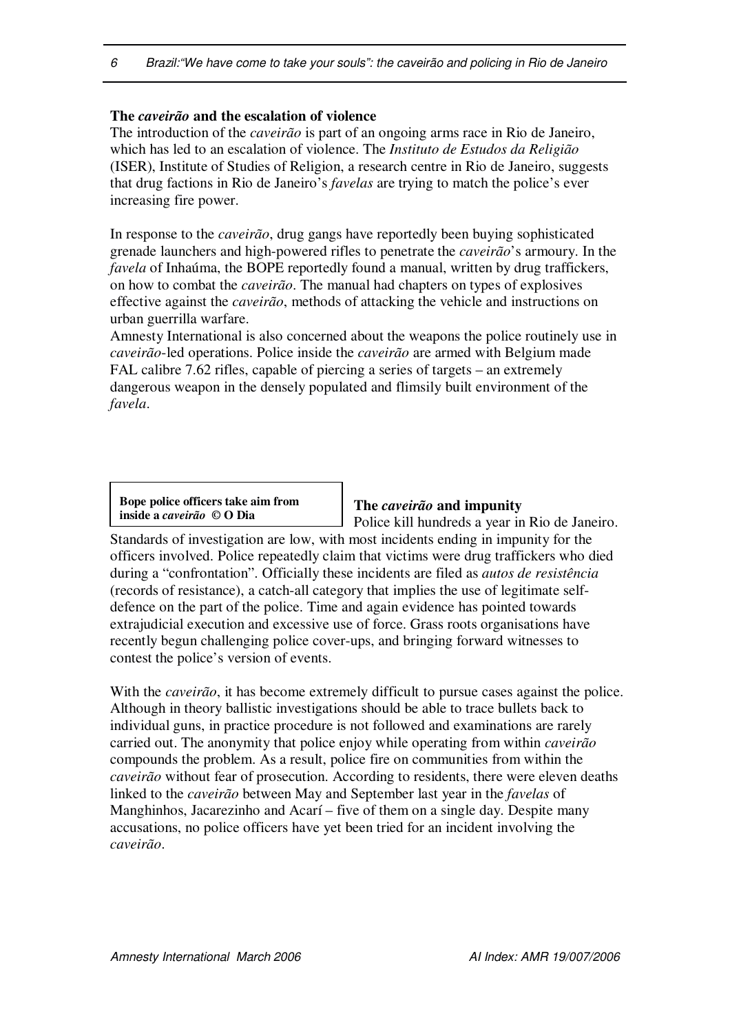### The *caveirão* and the escalation of violence

The introduction of the *caveirão* is part of an ongoing arms race in Rio de Janeiro, which has led to an escalation of violence. The *Instituto de Estudos da Religião* (ISER), Institute of Studies of Religion, a research centre in Rio de Janeiro, suggests that drug factions in Rio de Janeiro's *favelas* are trying to match the police's ever increasing fire power.

In response to the *caveirão*, drug gangs have reportedly been buying sophisticated grenade launchers and high-powered rifles to penetrate the *caveirão*'s armoury. In the *favela* of Inhaúma, the BOPE reportedly found a manual, written by drug traffickers, on how to combat the *caveirão*. The manual had chapters on types of explosives effective against the *caveirão*, methods of attacking the vehicle and instructions on urban guerrilla warfare.

Amnesty International is also concerned about the weapons the police routinely use in *caveirão*-led operations. Police inside the *caveirão* are armed with Belgium made FAL calibre 7.62 rifles, capable of piercing a series of targets – an extremely dangerous weapon in the densely populated and flimsily built environment of the *favela*.

**Bope police officers take aim from inside a *caveirão* © O Dia**

### The *caveirão* and impunity

Police kill hundreds a year in Rio de Janeiro. Standards of investigation are low, with most incidents ending in impunity for the officers involved. Police repeatedly claim that victims were drug traffickers who died during a "confrontation". Officially these incidents are filed as *autos de resistência* (records of resistance), a catch-all category that implies the use of legitimate self-defence on the part of the police. Time and again evidence has pointed towards extrajudicial execution and excessive use of force. Grass roots organisations have recently begun challenging police cover-ups, and bringing forward witnesses to contest the police's version of events.

With the *caveirão*, it has become extremely difficult to pursue cases against the police. Although in theory ballistic investigations should be able to trace bullets back to individual guns, in practice procedure is not followed and examinations are rarely carried out. The anonymity that police enjoy while operating from within *caveirão* compounds the problem. As a result, police fire on communities from within the *caveirão* without fear of prosecution. According to residents, there were eleven deaths linked to the *caveirão* between May and September last year in the *favelas* of Manghinhos, Jacarezinho and Acarí – five of them on a single day. Despite many accusations, no police officers have yet been tried for an incident involving the *caveirão*.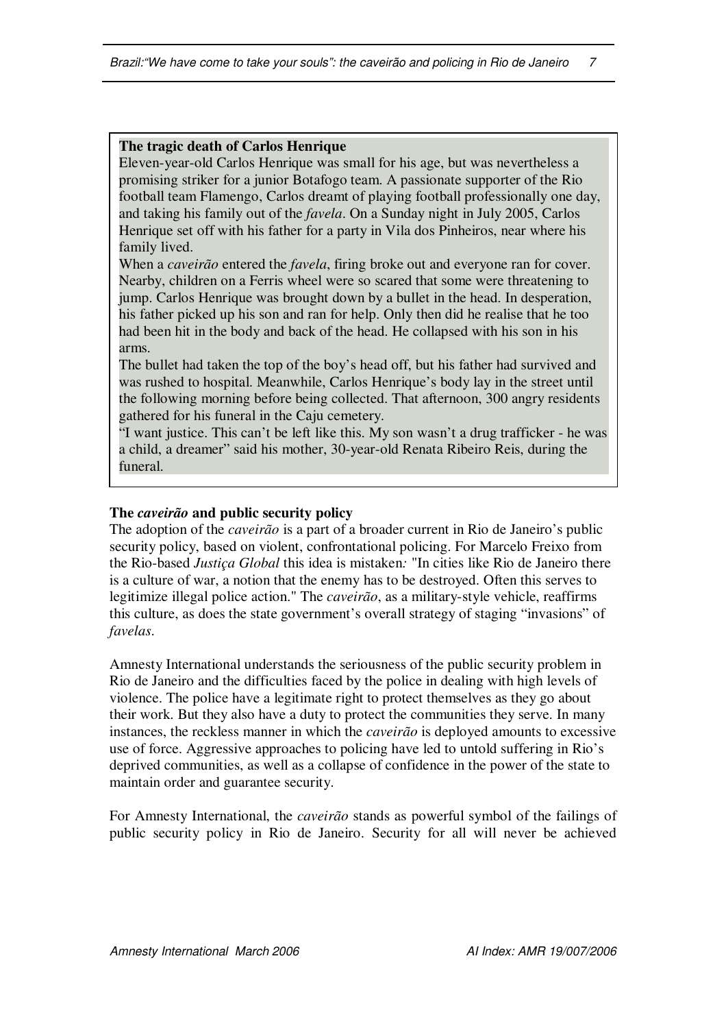**The tragic death of Carlos Henrique**

Eleven-year-old Carlos Henrique was small for his age, but was nevertheless a promising striker for a junior Botafogo team. A passionate supporter of the Rio football team Flamengo, Carlos dreamt of playing football professionally one day, and taking his family out of the *favela*. On a Sunday night in July 2005, Carlos Henrique set off with his father for a party in Vila dos Pinheiros, near where his family lived.

When a *caveirão* entered the *favela*, firing broke out and everyone ran for cover. Nearby, children on a Ferris wheel were so scared that some were threatening to jump. Carlos Henrique was brought down by a bullet in the head. In desperation, his father picked up his son and ran for help. Only then did he realise that he too had been hit in the body and back of the head. He collapsed with his son in his arms.

The bullet had taken the top of the boy's head off, but his father had survived and was rushed to hospital. Meanwhile, Carlos Henrique's body lay in the street until the following morning before being collected. That afternoon, 300 angry residents gathered for his funeral in the Caju cemetery.

"I want justice. This can't be left like this. My son wasn't a drug trafficker - he was a child, a dreamer" said his mother, 30-year-old Renata Ribeiro Reis, during the funeral.

## The *caveirão* and public security policy

The adoption of the *caveirão* is a part of a broader current in Rio de Janeiro's public security policy, based on violent, confrontational policing. For Marcelo Freixo from the Rio-based *Justiça Global* this idea is mistaken*:* "In cities like Rio de Janeiro there is a culture of war, a notion that the enemy has to be destroyed. Often this serves to legitimize illegal police action." The *caveirão*, as a military-style vehicle, reaffirms this culture, as does the state government's overall strategy of staging "invasions" of *favelas*.

Amnesty International understands the seriousness of the public security problem in Rio de Janeiro and the difficulties faced by the police in dealing with high levels of violence. The police have a legitimate right to protect themselves as they go about their work. But they also have a duty to protect the communities they serve. In many instances, the reckless manner in which the *caveirão* is deployed amounts to excessive use of force. Aggressive approaches to policing have led to untold suffering in Rio's deprived communities, as well as a collapse of confidence in the power of the state to maintain order and guarantee security.

For Amnesty International, the *caveirão* stands as powerful symbol of the failings of public security policy in Rio de Janeiro. Security for all will never be achieved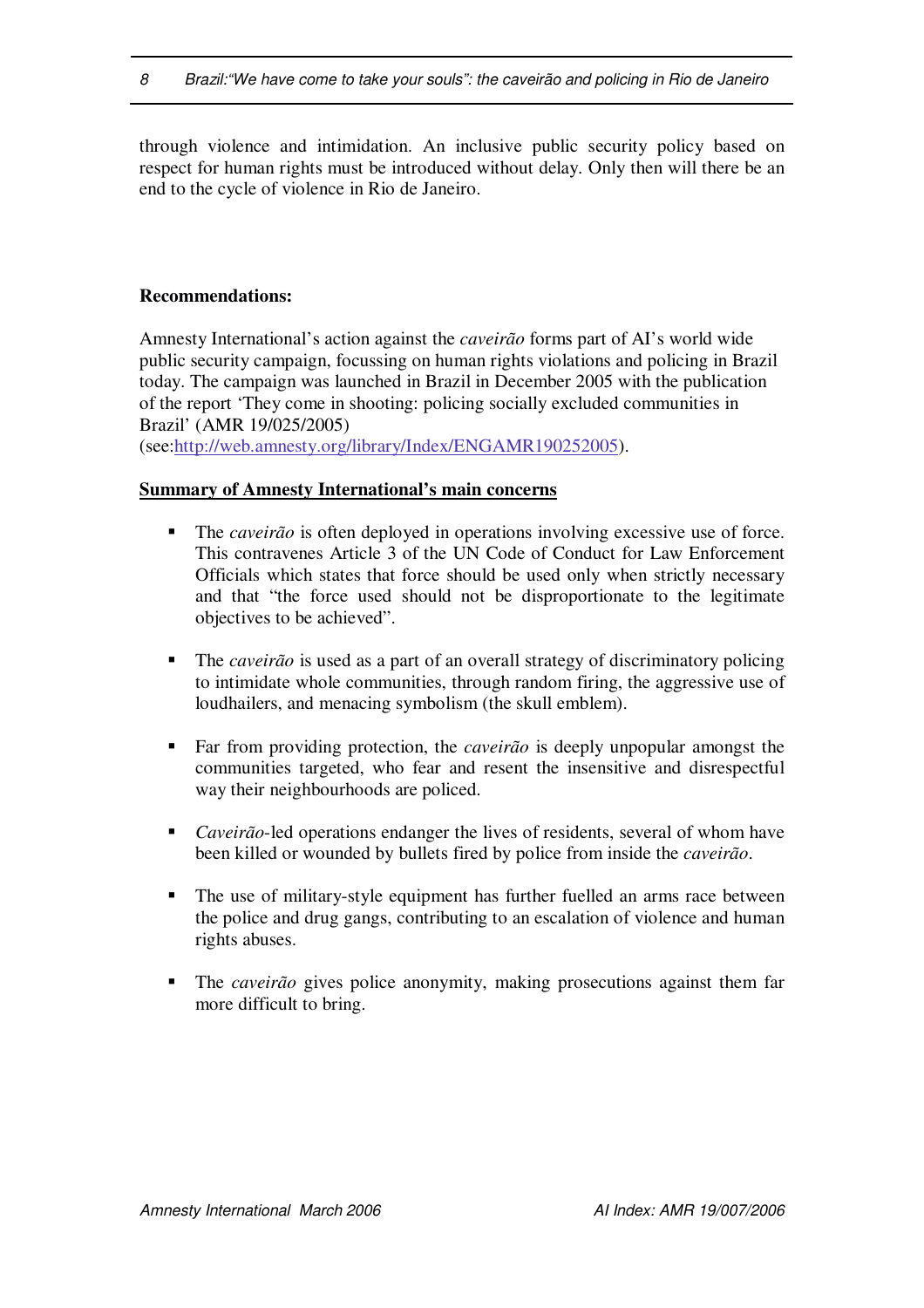through violence and intimidation. An inclusive public security policy based on respect for human rights must be introduced without delay. Only then will there be an end to the cycle of violence in Rio de Janeiro.

**Recommendations:**

Amnesty International's action against the *caveirão* forms part of AI's world wide public security campaign, focussing on human rights violations and policing in Brazil today. The campaign was launched in Brazil in December 2005 with the publication of the report 'They come in shooting: policing socially excluded communities in Brazil' (AMR 19/025/2005) (see:http://web.amnesty.org/library/Index/ENGAMR190252005).

**Summary of Amnesty International's main concerns**

- The *caveirão* is often deployed in operations involving excessive use of force. This contravenes Article 3 of the UN Code of Conduct for Law Enforcement Officials which states that force should be used only when strictly necessary and that "the force used should not be disproportionate to the legitimate objectives to be achieved".
- The *caveirão* is used as a part of an overall strategy of discriminatory policing to intimidate whole communities, through random firing, the aggressive use of loudhailers, and menacing symbolism (the skull emblem).
- Far from providing protection, the *caveirão* is deeply unpopular amongst the communities targeted, who fear and resent the insensitive and disrespectful way their neighbourhoods are policed.
- *Caveirão*-led operations endanger the lives of residents, several of whom have been killed or wounded by bullets fired by police from inside the *caveirão*.
- The use of military-style equipment has further fuelled an arms race between the police and drug gangs, contributing to an escalation of violence and human rights abuses.
- The *caveirão* gives police anonymity, making prosecutions against them far more difficult to bring.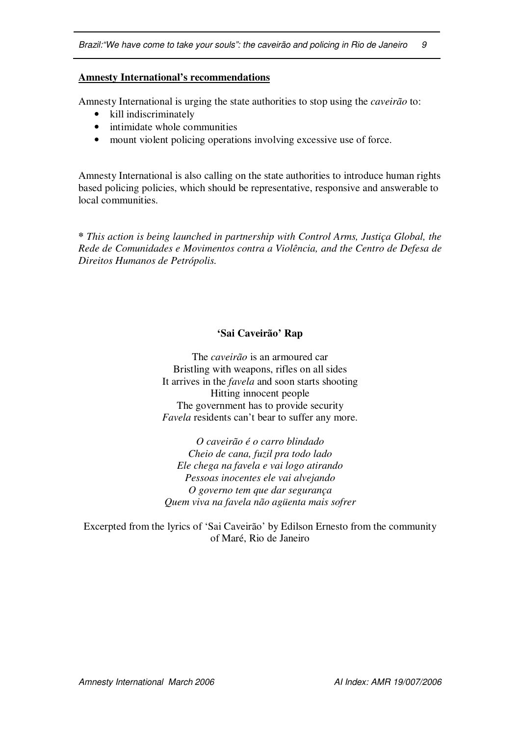**Amnesty International's recommendations**

Amnesty International is urging the state authorities to stop using the *caveirão* to:

- kill indiscriminately
- intimidate whole communities
- mount violent policing operations involving excessive use of force.

Amnesty International is also calling on the state authorities to introduce human rights based policing policies, which should be representative, responsive and answerable to local communities.

**\*** *This action is being launched in partnership with Control Arms, Justiça Global, the Rede de Comunidades e Movimentos contra a Violência, and the Centro de Defesa de Direitos Humanos de Petrópolis.*

**'Sai Caveirão' Rap**

The *caveirão* is an armoured car
Bristling with weapons, rifles on all sides
It arrives in the *favela* and soon starts shooting
Hitting innocent people
The government has to provide security
*Favela* residents can't bear to suffer any more.

*O caveirão é o carro blindado*
*Cheio de cana, fuzil pra todo lado*
*Ele chega na favela e vai logo atirando*
*Pessoas inocentes ele vai alvejando*
*O governo tem que dar segurança*
*Quem viva na favela não agüenta mais sofrer*

Excerpted from the lyrics of 'Sai Caveirão' by Edilson Ernesto from the community of Maré, Rio de Janeiro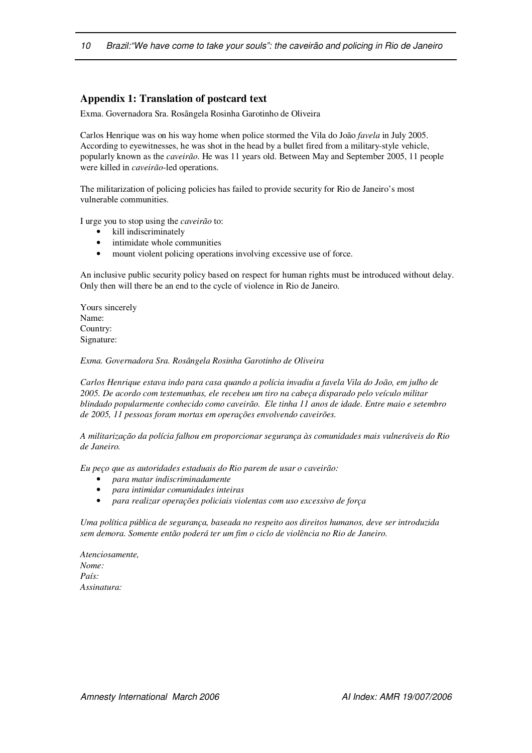## Appendix 1: Translation of postcard text

Exma. Governadora Sra. Rosângela Rosinha Garotinho de Oliveira

Carlos Henrique was on his way home when police stormed the Vila do João *favela* in July 2005. According to eyewitnesses, he was shot in the head by a bullet fired from a military-style vehicle, popularly known as the *caveirão*. He was 11 years old. Between May and September 2005, 11 people were killed in *caveirão*-led operations.

The militarization of policing policies has failed to provide security for Rio de Janeiro's most vulnerable communities.

I urge you to stop using the *caveirão* to:

- kill indiscriminately
- intimidate whole communities
- mount violent policing operations involving excessive use of force.

An inclusive public security policy based on respect for human rights must be introduced without delay. Only then will there be an end to the cycle of violence in Rio de Janeiro.

Yours sincerely
Name:
Country:
Signature:

*Exma. Governadora Sra. Rosângela Rosinha Garotinho de Oliveira*

*Carlos Henrique estava indo para casa quando a polícia invadiu a favela Vila do João, em julho de 2005. De acordo com testemunhas, ele recebeu um tiro na cabeça disparado pelo veículo militar blindado popularmente conhecido como caveirão. Ele tinha 11 anos de idade. Entre maio e setembro de 2005, 11 pessoas foram mortas em operações envolvendo caveirões.*

*A militarização da polícia falhou em proporcionar segurança às comunidades mais vulneráveis do Rio de Janeiro.*

*Eu peço que as autoridades estaduais do Rio parem de usar o caveirão:*

- *para matar indiscriminadamente*
- *para intimidar comunidades inteiras*
- *para realizar operações policiais violentas com uso excessivo de força*

*Uma política pública de segurança, baseada no respeito aos direitos humanos, deve ser introduzida sem demora. Somente então poderá ter um fim o ciclo de violência no Rio de Janeiro.*

*Atenciosamente,*
*Nome:*
*País:*
*Assinatura:*